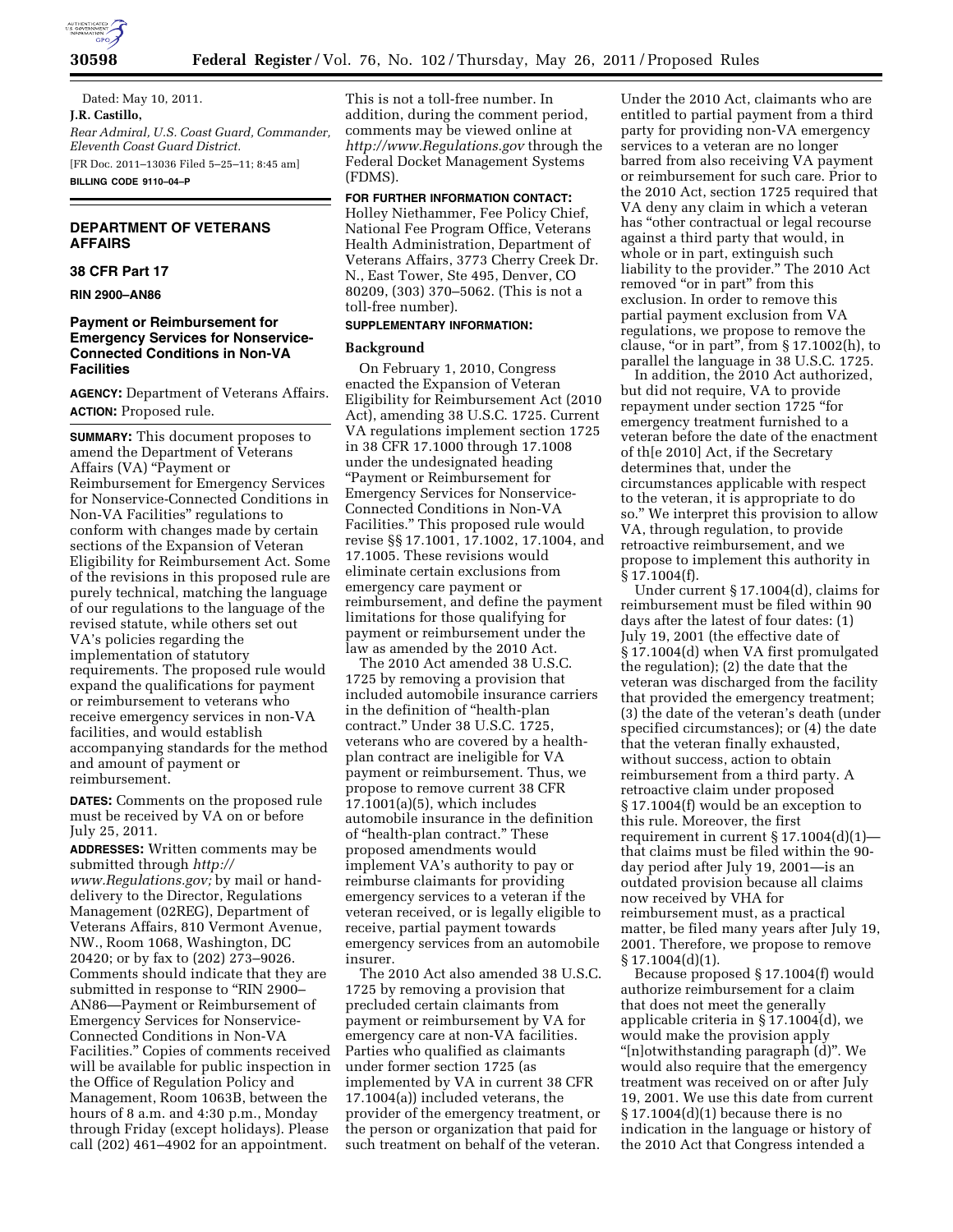Dated: May 10, 2011.

**J.R. Castillo,**

*Rear Admiral, U.S. Coast Guard, Commander, Eleventh Coast Guard District.*

[FR Doc. 2011–13036 Filed 5–25–11; 8:45 am]

**BILLING CODE 9110–04–P**

## DEPARTMENT OF VETERANS AFFAIRS

### 38 CFR Part 17

**RIN 2900–AN86**

### Payment or Reimbursement for Emergency Services for Nonservice-Connected Conditions in Non-VA Facilities

**AGENCY:** Department of Veterans Affairs.

**ACTION:** Proposed rule.

**SUMMARY:** This document proposes to amend the Department of Veterans Affairs (VA) "Payment or Reimbursement for Emergency Services for Nonservice-Connected Conditions in Non-VA Facilities" regulations to conform with changes made by certain sections of the Expansion of Veteran Eligibility for Reimbursement Act. Some of the revisions in this proposed rule are purely technical, matching the language of our regulations to the language of the revised statute, while others set out VA's policies regarding the implementation of statutory requirements. The proposed rule would expand the qualifications for payment or reimbursement to veterans who receive emergency services in non-VA facilities, and would establish accompanying standards for the method and amount of payment or reimbursement.

**DATES:** Comments on the proposed rule must be received by VA on or before July 25, 2011.

**ADDRESSES:** Written comments may be submitted through *http://www.Regulations.gov;* by mail or hand-delivery to the Director, Regulations Management (02REG), Department of Veterans Affairs, 810 Vermont Avenue, NW., Room 1068, Washington, DC 20420; or by fax to (202) 273–9026. Comments should indicate that they are submitted in response to "RIN 2900–AN86—Payment or Reimbursement of Emergency Services for Nonservice-Connected Conditions in Non-VA Facilities." Copies of comments received will be available for public inspection in the Office of Regulation Policy and Management, Room 1063B, between the hours of 8 a.m. and 4:30 p.m., Monday through Friday (except holidays). Please call (202) 461–4902 for an appointment. This is not a toll-free number. In addition, during the comment period, comments may be viewed online at *http://www.Regulations.gov* through the Federal Docket Management Systems (FDMS).

**FOR FURTHER INFORMATION CONTACT:** Holley Niethammer, Fee Policy Chief, National Fee Program Office, Veterans Health Administration, Department of Veterans Affairs, 3773 Cherry Creek Dr. N., East Tower, Ste 495, Denver, CO 80209, (303) 370–5062. (This is not a toll-free number).

**SUPPLEMENTARY INFORMATION:**

**Background**

On February 1, 2010, Congress enacted the Expansion of Veteran Eligibility for Reimbursement Act (2010 Act), amending 38 U.S.C. 1725. Current VA regulations implement section 1725 in 38 CFR 17.1000 through 17.1008 under the undesignated heading "Payment or Reimbursement for Emergency Services for Nonservice-Connected Conditions in Non-VA Facilities." This proposed rule would revise §§ 17.1001, 17.1002, 17.1004, and 17.1005. These revisions would eliminate certain exclusions from emergency care payment or reimbursement, and define the payment limitations for those qualifying for payment or reimbursement under the law as amended by the 2010 Act.

The 2010 Act amended 38 U.S.C. 1725 by removing a provision that included automobile insurance carriers in the definition of "health-plan contract." Under 38 U.S.C. 1725, veterans who are covered by a health-plan contract are ineligible for VA payment or reimbursement. Thus, we propose to remove current 38 CFR 17.1001(a)(5), which includes automobile insurance in the definition of "health-plan contract." These proposed amendments would implement VA's authority to pay or reimburse claimants for providing emergency services to a veteran if the veteran received, or is legally eligible to receive, partial payment towards emergency services from an automobile insurer.

The 2010 Act also amended 38 U.S.C. 1725 by removing a provision that precluded certain claimants from payment or reimbursement by VA for emergency care at non-VA facilities. Parties who qualified as claimants under former section 1725 (as implemented by VA in current 38 CFR 17.1004(a)) included veterans, the provider of the emergency treatment, or the person or organization that paid for such treatment on behalf of the veteran. Under the 2010 Act, claimants who are entitled to partial payment from a third party for providing non-VA emergency services to a veteran are no longer barred from also receiving VA payment or reimbursement for such care. Prior to the 2010 Act, section 1725 required that VA deny any claim in which a veteran has "other contractual or legal recourse against a third party that would, in whole or in part, extinguish such liability to the provider." The 2010 Act removed "or in part" from this exclusion. In order to remove this partial payment exclusion from VA regulations, we propose to remove the clause, "or in part", from § 17.1002(h), to parallel the language in 38 U.S.C. 1725.

In addition, the 2010 Act authorized, but did not require, VA to provide repayment under section 1725 "for emergency treatment furnished to a veteran before the date of the enactment of th[e 2010] Act, if the Secretary determines that, under the circumstances applicable with respect to the veteran, it is appropriate to do so." We interpret this provision to allow VA, through regulation, to provide retroactive reimbursement, and we propose to implement this authority in § 17.1004(f).

Under current § 17.1004(d), claims for reimbursement must be filed within 90 days after the latest of four dates: (1) July 19, 2001 (the effective date of § 17.1004(d) when VA first promulgated the regulation); (2) the date that the veteran was discharged from the facility that provided the emergency treatment; (3) the date of the veteran's death (under specified circumstances); or (4) the date that the veteran finally exhausted, without success, action to obtain reimbursement from a third party. A retroactive claim under proposed § 17.1004(f) would be an exception to this rule. Moreover, the first requirement in current § 17.1004(d)(1)—that claims must be filed within the 90-day period after July 19, 2001—is an outdated provision because all claims now received by VHA for reimbursement must, as a practical matter, be filed many years after July 19, 2001. Therefore, we propose to remove § 17.1004(d)(1).

Because proposed § 17.1004(f) would authorize reimbursement for a claim that does not meet the generally applicable criteria in § 17.1004(d), we would make the provision apply "[n]otwithstanding paragraph (d)". We would also require that the emergency treatment was received on or after July 19, 2001. We use this date from current § 17.1004(d)(1) because there is no indication in the language or history of the 2010 Act that Congress intended a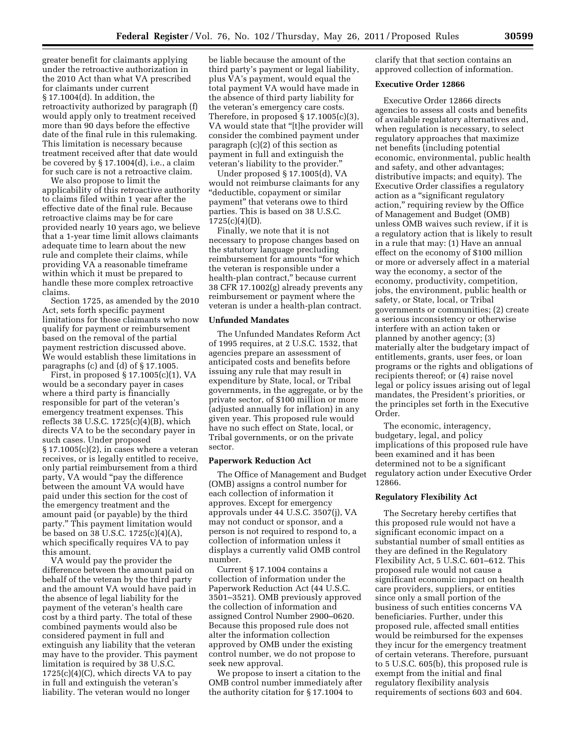greater benefit for claimants applying under the retroactive authorization in the 2010 Act than what VA prescribed for claimants under current § 17.1004(d). In addition, the retroactivity authorized by paragraph (f) would apply only to treatment received more than 90 days before the effective date of the final rule in this rulemaking. This limitation is necessary because treatment received after that date would be covered by § 17.1004(d), i.e., a claim for such care is not a retroactive claim.

We also propose to limit the applicability of this retroactive authority to claims filed within 1 year after the effective date of the final rule. Because retroactive claims may be for care provided nearly 10 years ago, we believe that a 1-year time limit allows claimants adequate time to learn about the new rule and complete their claims, while providing VA a reasonable timeframe within which it must be prepared to handle these more complex retroactive claims.

Section 1725, as amended by the 2010 Act, sets forth specific payment limitations for those claimants who now qualify for payment or reimbursement based on the removal of the partial payment restriction discussed above. We would establish these limitations in paragraphs (c) and (d) of § 17.1005.

First, in proposed § 17.1005(c)(1), VA would be a secondary payer in cases where a third party is financially responsible for part of the veteran's emergency treatment expenses. This reflects 38 U.S.C. 1725(c)(4)(B), which directs VA to be the secondary payer in such cases. Under proposed § 17.1005(c)(2), in cases where a veteran receives, or is legally entitled to receive, only partial reimbursement from a third party, VA would "pay the difference between the amount VA would have paid under this section for the cost of the emergency treatment and the amount paid (or payable) by the third party." This payment limitation would be based on 38 U.S.C. 1725(c)(4)(A), which specifically requires VA to pay this amount.

VA would pay the provider the difference between the amount paid on behalf of the veteran by the third party and the amount VA would have paid in the absence of legal liability for the payment of the veteran's health care cost by a third party. The total of these combined payments would also be considered payment in full and extinguish any liability that the veteran may have to the provider. This payment limitation is required by 38 U.S.C. 1725(c)(4)(C), which directs VA to pay in full and extinguish the veteran's liability. The veteran would no longer be liable because the amount of the third party's payment or legal liability, plus VA's payment, would equal the total payment VA would have made in the absence of third party liability for the veteran's emergency care costs. Therefore, in proposed § 17.1005(c)(3), VA would state that "[t]he provider will consider the combined payment under paragraph (c)(2) of this section as payment in full and extinguish the veteran's liability to the provider."

Under proposed § 17.1005(d), VA would not reimburse claimants for any "deductible, copayment or similar payment" that veterans owe to third parties. This is based on 38 U.S.C. 1725(c)(4)(D).

Finally, we note that it is not necessary to propose changes based on the statutory language precluding reimbursement for amounts "for which the veteran is responsible under a health-plan contract," because current 38 CFR 17.1002(g) already prevents any reimbursement or payment where the veteran is under a health-plan contract.

**Unfunded Mandates**

The Unfunded Mandates Reform Act of 1995 requires, at 2 U.S.C. 1532, that agencies prepare an assessment of anticipated costs and benefits before issuing any rule that may result in expenditure by State, local, or Tribal governments, in the aggregate, or by the private sector, of $100 million or more (adjusted annually for inflation) in any given year. This proposed rule would have no such effect on State, local, or Tribal governments, or on the private sector.

**Paperwork Reduction Act**

The Office of Management and Budget (OMB) assigns a control number for each collection of information it approves. Except for emergency approvals under 44 U.S.C. 3507(j), VA may not conduct or sponsor, and a person is not required to respond to, a collection of information unless it displays a currently valid OMB control number.

Current § 17.1004 contains a collection of information under the Paperwork Reduction Act (44 U.S.C. 3501–3521). OMB previously approved the collection of information and assigned Control Number 2900–0620. Because this proposed rule does not alter the information collection approved by OMB under the existing control number, we do not propose to seek new approval.

We propose to insert a citation to the OMB control number immediately after the authority citation for § 17.1004 to clarify that that section contains an approved collection of information.

**Executive Order 12866**

Executive Order 12866 directs agencies to assess all costs and benefits of available regulatory alternatives and, when regulation is necessary, to select regulatory approaches that maximize net benefits (including potential economic, environmental, public health and safety, and other advantages; distributive impacts; and equity). The Executive Order classifies a regulatory action as a "significant regulatory action," requiring review by the Office of Management and Budget (OMB) unless OMB waives such review, if it is a regulatory action that is likely to result in a rule that may: (1) Have an annual effect on the economy of $100 million or more or adversely affect in a material way the economy, a sector of the economy, productivity, competition, jobs, the environment, public health or safety, or State, local, or Tribal governments or communities; (2) create a serious inconsistency or otherwise interfere with an action taken or planned by another agency; (3) materially alter the budgetary impact of entitlements, grants, user fees, or loan programs or the rights and obligations of recipients thereof; or (4) raise novel legal or policy issues arising out of legal mandates, the President's priorities, or the principles set forth in the Executive Order.

The economic, interagency, budgetary, legal, and policy implications of this proposed rule have been examined and it has been determined not to be a significant regulatory action under Executive Order 12866.

**Regulatory Flexibility Act**

The Secretary hereby certifies that this proposed rule would not have a significant economic impact on a substantial number of small entities as they are defined in the Regulatory Flexibility Act, 5 U.S.C. 601–612. This proposed rule would not cause a significant economic impact on health care providers, suppliers, or entities since only a small portion of the business of such entities concerns VA beneficiaries. Further, under this proposed rule, affected small entities would be reimbursed for the expenses they incur for the emergency treatment of certain veterans. Therefore, pursuant to 5 U.S.C. 605(b), this proposed rule is exempt from the initial and final regulatory flexibility analysis requirements of sections 603 and 604.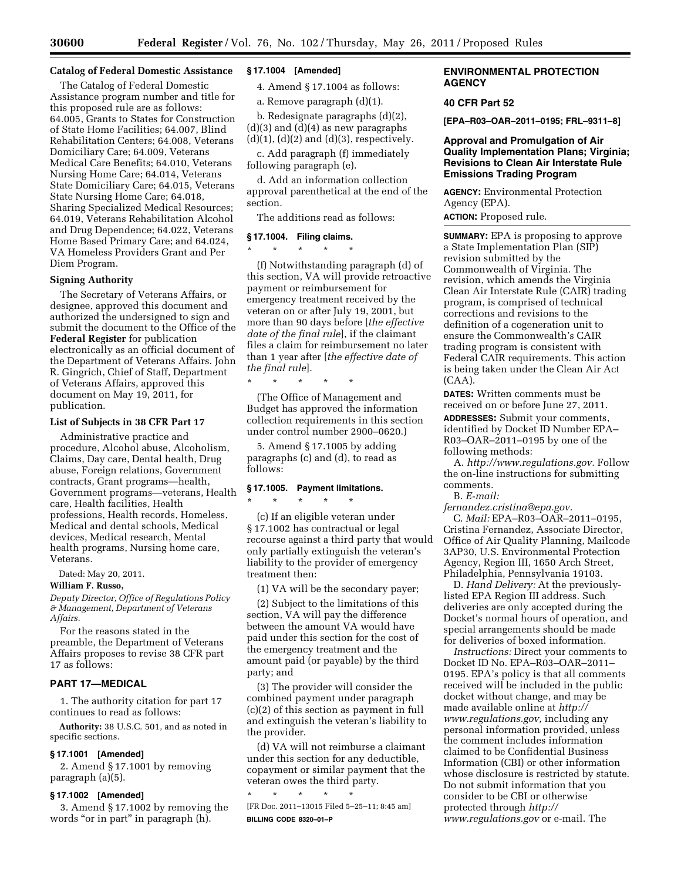**Catalog of Federal Domestic Assistance**

The Catalog of Federal Domestic Assistance program number and title for this proposed rule are as follows: 64.005, Grants to States for Construction of State Home Facilities; 64.007, Blind Rehabilitation Centers; 64.008, Veterans Domiciliary Care; 64.009, Veterans Medical Care Benefits; 64.010, Veterans Nursing Home Care; 64.014, Veterans State Domiciliary Care; 64.015, Veterans State Nursing Home Care; 64.018, Sharing Specialized Medical Resources; 64.019, Veterans Rehabilitation Alcohol and Drug Dependence; 64.022, Veterans Home Based Primary Care; and 64.024, VA Homeless Providers Grant and Per Diem Program.

**Signing Authority**

The Secretary of Veterans Affairs, or designee, approved this document and authorized the undersigned to sign and submit the document to the Office of the **Federal Register** for publication electronically as an official document of the Department of Veterans Affairs. John R. Gingrich, Chief of Staff, Department of Veterans Affairs, approved this document on May 19, 2011, for publication.

**List of Subjects in 38 CFR Part 17**

Administrative practice and procedure, Alcohol abuse, Alcoholism, Claims, Day care, Dental health, Drug abuse, Foreign relations, Government contracts, Grant programs—health, Government programs—veterans, Health care, Health facilities, Health professions, Health records, Homeless, Medical and dental schools, Medical devices, Medical research, Mental health programs, Nursing home care, Veterans.

Dated: May 20, 2011.

**William F. Russo,**

*Deputy Director, Office of Regulations Policy & Management, Department of Veterans Affairs.*

For the reasons stated in the preamble, the Department of Veterans Affairs proposes to revise 38 CFR part 17 as follows:

## PART 17—MEDICAL

1. The authority citation for part 17 continues to read as follows:

**Authority:** 38 U.S.C. 501, and as noted in specific sections.

**§ 17.1001 [Amended]**

2. Amend § 17.1001 by removing paragraph (a)(5).

**§ 17.1002 [Amended]**

3. Amend § 17.1002 by removing the words "or in part" in paragraph (h).

**§ 17.1004 [Amended]**

4. Amend § 17.1004 as follows:

a. Remove paragraph (d)(1).

b. Redesignate paragraphs (d)(2), (d)(3) and (d)(4) as new paragraphs (d)(1), (d)(2) and (d)(3), respectively.

c. Add paragraph (f) immediately following paragraph (e).

d. Add an information collection approval parenthetical at the end of the section.

The additions read as follows:

**§ 17.1004. Filing claims.**

\* \* \* \* \*

(f) Notwithstanding paragraph (d) of this section, VA will provide retroactive payment or reimbursement for emergency treatment received by the veteran on or after July 19, 2001, but more than 90 days before [*the effective date of the final rule*], if the claimant files a claim for reimbursement no later than 1 year after [*the effective date of the final rule*].

\* \* \* \* \*

(The Office of Management and Budget has approved the information collection requirements in this section under control number 2900–0620.)

5. Amend § 17.1005 by adding paragraphs (c) and (d), to read as follows:

**§ 17.1005. Payment limitations.**

\* \* \* \* \*

(c) If an eligible veteran under § 17.1002 has contractual or legal recourse against a third party that would only partially extinguish the veteran's liability to the provider of emergency treatment then:

(1) VA will be the secondary payer;

(2) Subject to the limitations of this section, VA will pay the difference between the amount VA would have paid under this section for the cost of the emergency treatment and the amount paid (or payable) by the third party; and

(3) The provider will consider the combined payment under paragraph (c)(2) of this section as payment in full and extinguish the veteran's liability to the provider.

(d) VA will not reimburse a claimant under this section for any deductible, copayment or similar payment that the veteran owes the third party.

\* \* \* \* \*

[FR Doc. 2011–13015 Filed 5–25–11; 8:45 am]

**BILLING CODE 8320–01–P**

## ENVIRONMENTAL PROTECTION AGENCY

### 40 CFR Part 52

**[EPA–R03–OAR–2011–0195; FRL–9311–8]**

### Approval and Promulgation of Air Quality Implementation Plans; Virginia; Revisions to Clean Air Interstate Rule Emissions Trading Program

**AGENCY:** Environmental Protection Agency (EPA).

**ACTION:** Proposed rule.

**SUMMARY:** EPA is proposing to approve a State Implementation Plan (SIP) revision submitted by the Commonwealth of Virginia. The revision, which amends the Virginia Clean Air Interstate Rule (CAIR) trading program, is comprised of technical corrections and revisions to the definition of a cogeneration unit to ensure the Commonwealth's CAIR trading program is consistent with Federal CAIR requirements. This action is being taken under the Clean Air Act (CAA).

**DATES:** Written comments must be received on or before June 27, 2011.

**ADDRESSES:** Submit your comments, identified by Docket ID Number EPA–R03–OAR–2011–0195 by one of the following methods:

A. *http://www.regulations.gov.* Follow the on-line instructions for submitting comments.

B. *E-mail: fernandez.cristina@epa.gov.*

C. *Mail:* EPA–R03–OAR–2011–0195, Cristina Fernandez, Associate Director, Office of Air Quality Planning, Mailcode 3AP30, U.S. Environmental Protection Agency, Region III, 1650 Arch Street, Philadelphia, Pennsylvania 19103.

D. *Hand Delivery:* At the previously-listed EPA Region III address. Such deliveries are only accepted during the Docket's normal hours of operation, and special arrangements should be made for deliveries of boxed information.

*Instructions:* Direct your comments to Docket ID No. EPA–R03–OAR–2011–0195. EPA's policy is that all comments received will be included in the public docket without change, and may be made available online at *http://www.regulations.gov,* including any personal information provided, unless the comment includes information claimed to be Confidential Business Information (CBI) or other information whose disclosure is restricted by statute. Do not submit information that you consider to be CBI or otherwise protected through *http://www.regulations.gov* or e-mail. The